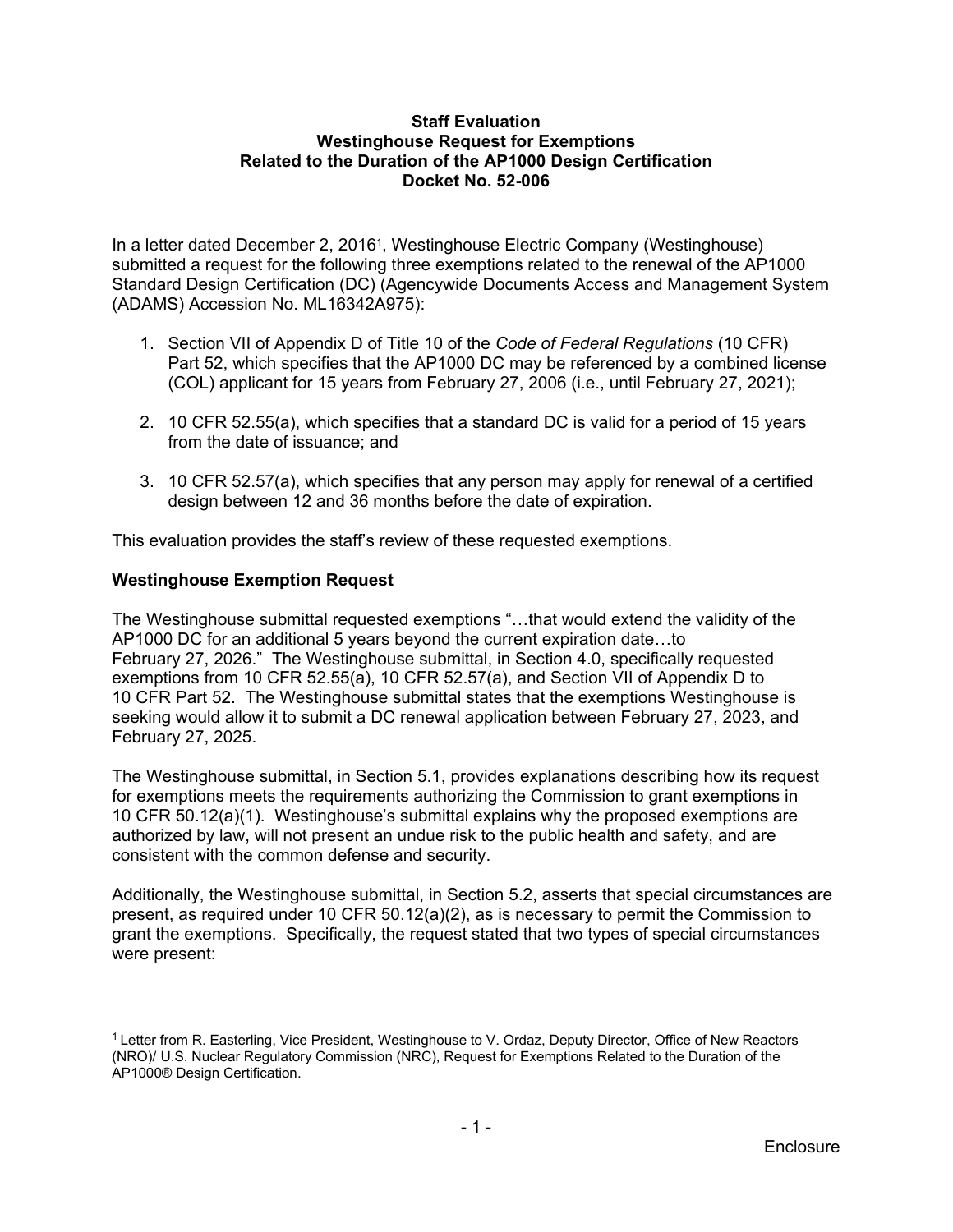**Staff Evaluation**
**Westinghouse Request for Exemptions**
**Related to the Duration of the AP1000 Design Certification**
**Docket No. 52-006**

In a letter dated December 2, 2016[1], Westinghouse Electric Company (Westinghouse) submitted a request for the following three exemptions related to the renewal of the AP1000 Standard Design Certification (DC) (Agencywide Documents Access and Management System (ADAMS) Accession No. ML16342A975):

1. Section VII of Appendix D of Title 10 of the *Code of Federal Regulations* (10 CFR) Part 52, which specifies that the AP1000 DC may be referenced by a combined license (COL) applicant for 15 years from February 27, 2006 (i.e., until February 27, 2021);

2. 10 CFR 52.55(a), which specifies that a standard DC is valid for a period of 15 years from the date of issuance; and

3. 10 CFR 52.57(a), which specifies that any person may apply for renewal of a certified design between 12 and 36 months before the date of expiration.

This evaluation provides the staff's review of these requested exemptions.

**Westinghouse Exemption Request**

The Westinghouse submittal requested exemptions "…that would extend the validity of the AP1000 DC for an additional 5 years beyond the current expiration date…to February 27, 2026." The Westinghouse submittal, in Section 4.0, specifically requested exemptions from 10 CFR 52.55(a), 10 CFR 52.57(a), and Section VII of Appendix D to 10 CFR Part 52. The Westinghouse submittal states that the exemptions Westinghouse is seeking would allow it to submit a DC renewal application between February 27, 2023, and February 27, 2025.

The Westinghouse submittal, in Section 5.1, provides explanations describing how its request for exemptions meets the requirements authorizing the Commission to grant exemptions in 10 CFR 50.12(a)(1). Westinghouse's submittal explains why the proposed exemptions are authorized by law, will not present an undue risk to the public health and safety, and are consistent with the common defense and security.

Additionally, the Westinghouse submittal, in Section 5.2, asserts that special circumstances are present, as required under 10 CFR 50.12(a)(2), as is necessary to permit the Commission to grant the exemptions. Specifically, the request stated that two types of special circumstances were present:

---

[1] Letter from R. Easterling, Vice President, Westinghouse to V. Ordaz, Deputy Director, Office of New Reactors (NRO)/ U.S. Nuclear Regulatory Commission (NRC), Request for Exemptions Related to the Duration of the AP1000® Design Certification.

Enclosure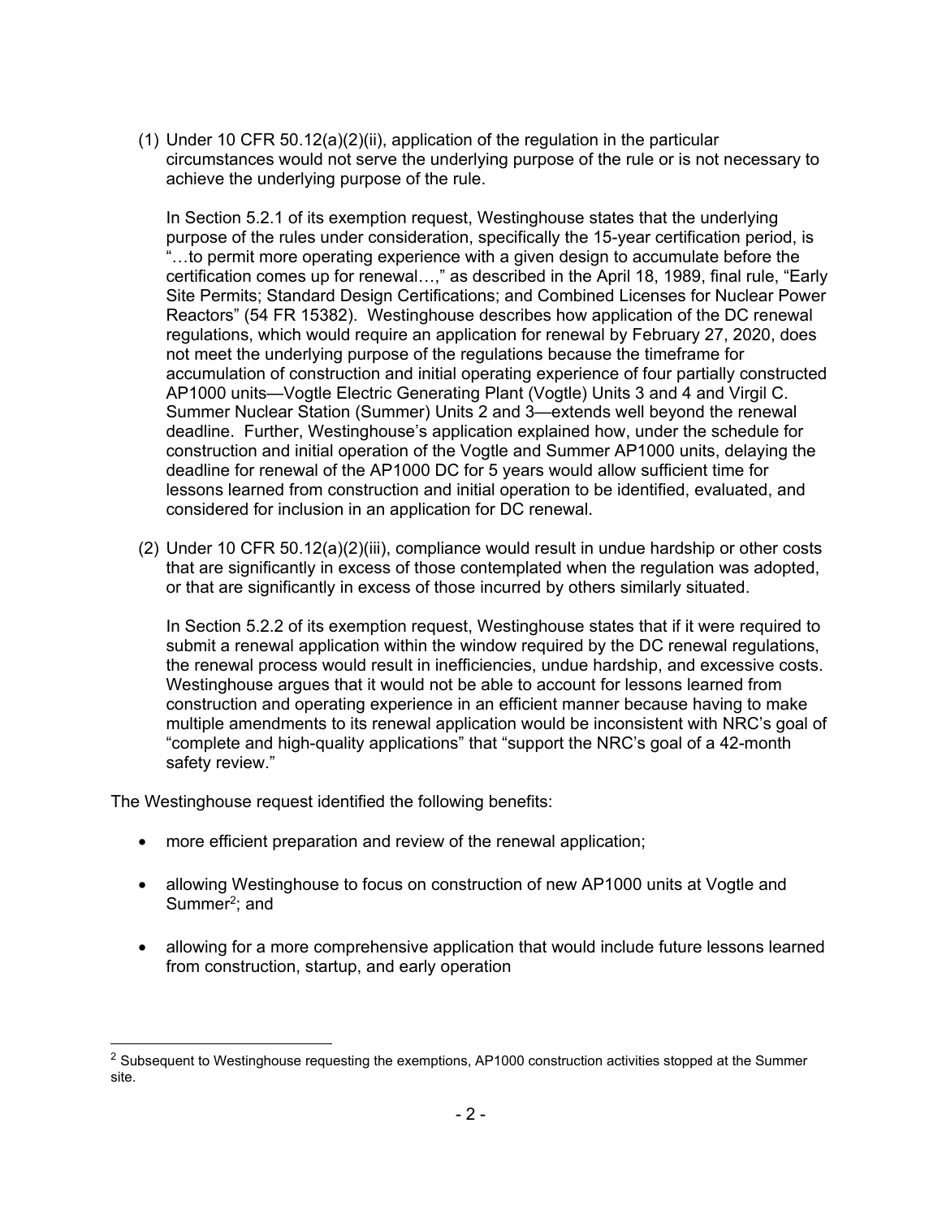(1) Under 10 CFR 50.12(a)(2)(ii), application of the regulation in the particular circumstances would not serve the underlying purpose of the rule or is not necessary to achieve the underlying purpose of the rule.

   In Section 5.2.1 of its exemption request, Westinghouse states that the underlying purpose of the rules under consideration, specifically the 15-year certification period, is "…to permit more operating experience with a given design to accumulate before the certification comes up for renewal…," as described in the April 18, 1989, final rule, "Early Site Permits; Standard Design Certifications; and Combined Licenses for Nuclear Power Reactors" (54 FR 15382). Westinghouse describes how application of the DC renewal regulations, which would require an application for renewal by February 27, 2020, does not meet the underlying purpose of the regulations because the timeframe for accumulation of construction and initial operating experience of four partially constructed AP1000 units—Vogtle Electric Generating Plant (Vogtle) Units 3 and 4 and Virgil C. Summer Nuclear Station (Summer) Units 2 and 3—extends well beyond the renewal deadline. Further, Westinghouse's application explained how, under the schedule for construction and initial operation of the Vogtle and Summer AP1000 units, delaying the deadline for renewal of the AP1000 DC for 5 years would allow sufficient time for lessons learned from construction and initial operation to be identified, evaluated, and considered for inclusion in an application for DC renewal.

(2) Under 10 CFR 50.12(a)(2)(iii), compliance would result in undue hardship or other costs that are significantly in excess of those contemplated when the regulation was adopted, or that are significantly in excess of those incurred by others similarly situated.

   In Section 5.2.2 of its exemption request, Westinghouse states that if it were required to submit a renewal application within the window required by the DC renewal regulations, the renewal process would result in inefficiencies, undue hardship, and excessive costs. Westinghouse argues that it would not be able to account for lessons learned from construction and operating experience in an efficient manner because having to make multiple amendments to its renewal application would be inconsistent with NRC's goal of "complete and high-quality applications" that "support the NRC's goal of a 42-month safety review."

The Westinghouse request identified the following benefits:

- more efficient preparation and review of the renewal application;
- allowing Westinghouse to focus on construction of new AP1000 units at Vogtle and Summer[2]; and
- allowing for a more comprehensive application that would include future lessons learned from construction, startup, and early operation

[2] Subsequent to Westinghouse requesting the exemptions, AP1000 construction activities stopped at the Summer site.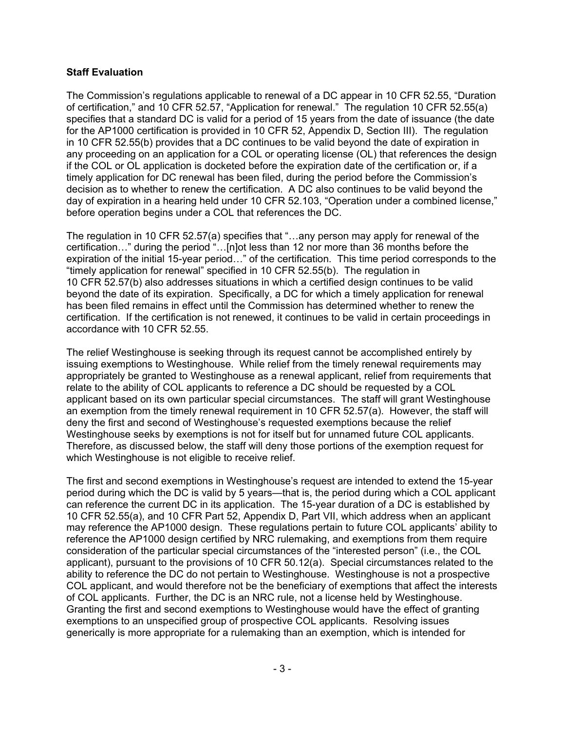**Staff Evaluation**

The Commission's regulations applicable to renewal of a DC appear in 10 CFR 52.55, "Duration of certification," and 10 CFR 52.57, "Application for renewal." The regulation 10 CFR 52.55(a) specifies that a standard DC is valid for a period of 15 years from the date of issuance (the date for the AP1000 certification is provided in 10 CFR 52, Appendix D, Section III). The regulation in 10 CFR 52.55(b) provides that a DC continues to be valid beyond the date of expiration in any proceeding on an application for a COL or operating license (OL) that references the design if the COL or OL application is docketed before the expiration date of the certification or, if a timely application for DC renewal has been filed, during the period before the Commission's decision as to whether to renew the certification. A DC also continues to be valid beyond the day of expiration in a hearing held under 10 CFR 52.103, "Operation under a combined license," before operation begins under a COL that references the DC.

The regulation in 10 CFR 52.57(a) specifies that "…any person may apply for renewal of the certification…" during the period "…[n]ot less than 12 nor more than 36 months before the expiration of the initial 15-year period…" of the certification. This time period corresponds to the "timely application for renewal" specified in 10 CFR 52.55(b). The regulation in 10 CFR 52.57(b) also addresses situations in which a certified design continues to be valid beyond the date of its expiration. Specifically, a DC for which a timely application for renewal has been filed remains in effect until the Commission has determined whether to renew the certification. If the certification is not renewed, it continues to be valid in certain proceedings in accordance with 10 CFR 52.55.

The relief Westinghouse is seeking through its request cannot be accomplished entirely by issuing exemptions to Westinghouse. While relief from the timely renewal requirements may appropriately be granted to Westinghouse as a renewal applicant, relief from requirements that relate to the ability of COL applicants to reference a DC should be requested by a COL applicant based on its own particular special circumstances. The staff will grant Westinghouse an exemption from the timely renewal requirement in 10 CFR 52.57(a). However, the staff will deny the first and second of Westinghouse's requested exemptions because the relief Westinghouse seeks by exemptions is not for itself but for unnamed future COL applicants. Therefore, as discussed below, the staff will deny those portions of the exemption request for which Westinghouse is not eligible to receive relief.

The first and second exemptions in Westinghouse's request are intended to extend the 15-year period during which the DC is valid by 5 years—that is, the period during which a COL applicant can reference the current DC in its application. The 15-year duration of a DC is established by 10 CFR 52.55(a), and 10 CFR Part 52, Appendix D, Part VII, which address when an applicant may reference the AP1000 design. These regulations pertain to future COL applicants' ability to reference the AP1000 design certified by NRC rulemaking, and exemptions from them require consideration of the particular special circumstances of the "interested person" (i.e., the COL applicant), pursuant to the provisions of 10 CFR 50.12(a). Special circumstances related to the ability to reference the DC do not pertain to Westinghouse. Westinghouse is not a prospective COL applicant, and would therefore not be the beneficiary of exemptions that affect the interests of COL applicants. Further, the DC is an NRC rule, not a license held by Westinghouse. Granting the first and second exemptions to Westinghouse would have the effect of granting exemptions to an unspecified group of prospective COL applicants. Resolving issues generically is more appropriate for a rulemaking than an exemption, which is intended for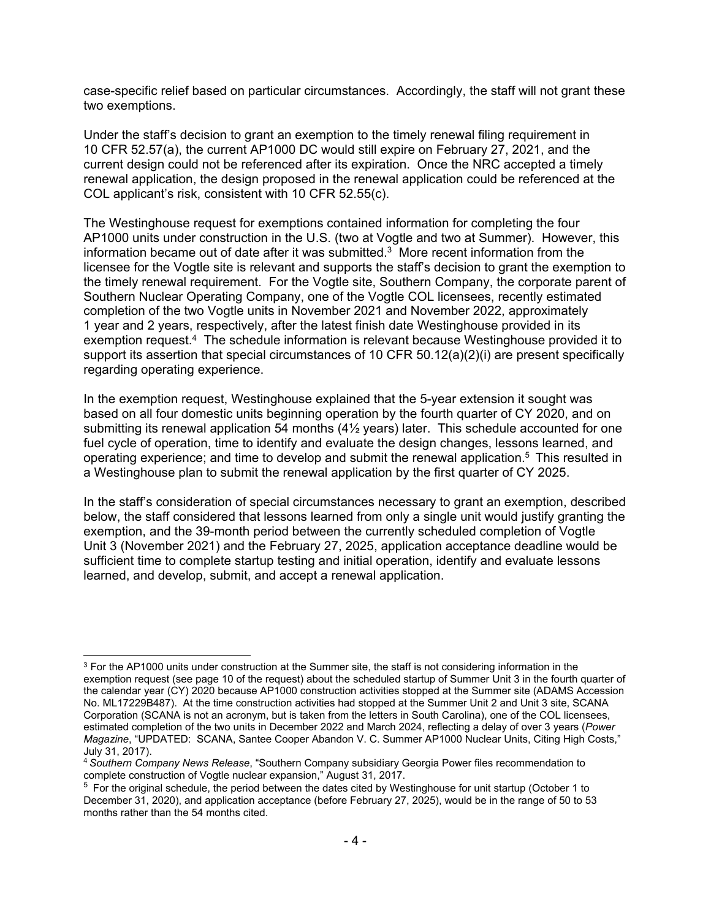case-specific relief based on particular circumstances. Accordingly, the staff will not grant these two exemptions.

Under the staff's decision to grant an exemption to the timely renewal filing requirement in 10 CFR 52.57(a), the current AP1000 DC would still expire on February 27, 2021, and the current design could not be referenced after its expiration. Once the NRC accepted a timely renewal application, the design proposed in the renewal application could be referenced at the COL applicant's risk, consistent with 10 CFR 52.55(c).

The Westinghouse request for exemptions contained information for completing the four AP1000 units under construction in the U.S. (two at Vogtle and two at Summer). However, this information became out of date after it was submitted.[3] More recent information from the licensee for the Vogtle site is relevant and supports the staff's decision to grant the exemption to the timely renewal requirement. For the Vogtle site, Southern Company, the corporate parent of Southern Nuclear Operating Company, one of the Vogtle COL licensees, recently estimated completion of the two Vogtle units in November 2021 and November 2022, approximately 1 year and 2 years, respectively, after the latest finish date Westinghouse provided in its exemption request.[4] The schedule information is relevant because Westinghouse provided it to support its assertion that special circumstances of 10 CFR 50.12(a)(2)(i) are present specifically regarding operating experience.

In the exemption request, Westinghouse explained that the 5-year extension it sought was based on all four domestic units beginning operation by the fourth quarter of CY 2020, and on submitting its renewal application 54 months (4½ years) later. This schedule accounted for one fuel cycle of operation, time to identify and evaluate the design changes, lessons learned, and operating experience; and time to develop and submit the renewal application.[5] This resulted in a Westinghouse plan to submit the renewal application by the first quarter of CY 2025.

In the staff's consideration of special circumstances necessary to grant an exemption, described below, the staff considered that lessons learned from only a single unit would justify granting the exemption, and the 39-month period between the currently scheduled completion of Vogtle Unit 3 (November 2021) and the February 27, 2025, application acceptance deadline would be sufficient time to complete startup testing and initial operation, identify and evaluate lessons learned, and develop, submit, and accept a renewal application.

---

[3] For the AP1000 units under construction at the Summer site, the staff is not considering information in the exemption request (see page 10 of the request) about the scheduled startup of Summer Unit 3 in the fourth quarter of the calendar year (CY) 2020 because AP1000 construction activities stopped at the Summer site (ADAMS Accession No. ML17229B487). At the time construction activities had stopped at the Summer Unit 2 and Unit 3 site, SCANA Corporation (SCANA is not an acronym, but is taken from the letters in South Carolina), one of the COL licensees, estimated completion of the two units in December 2022 and March 2024, reflecting a delay of over 3 years (*Power Magazine*, "UPDATED: SCANA, Santee Cooper Abandon V. C. Summer AP1000 Nuclear Units, Citing High Costs," July 31, 2017).

[4] *Southern Company News Release*, "Southern Company subsidiary Georgia Power files recommendation to complete construction of Vogtle nuclear expansion," August 31, 2017.

[5] For the original schedule, the period between the dates cited by Westinghouse for unit startup (October 1 to December 31, 2020), and application acceptance (before February 27, 2025), would be in the range of 50 to 53 months rather than the 54 months cited.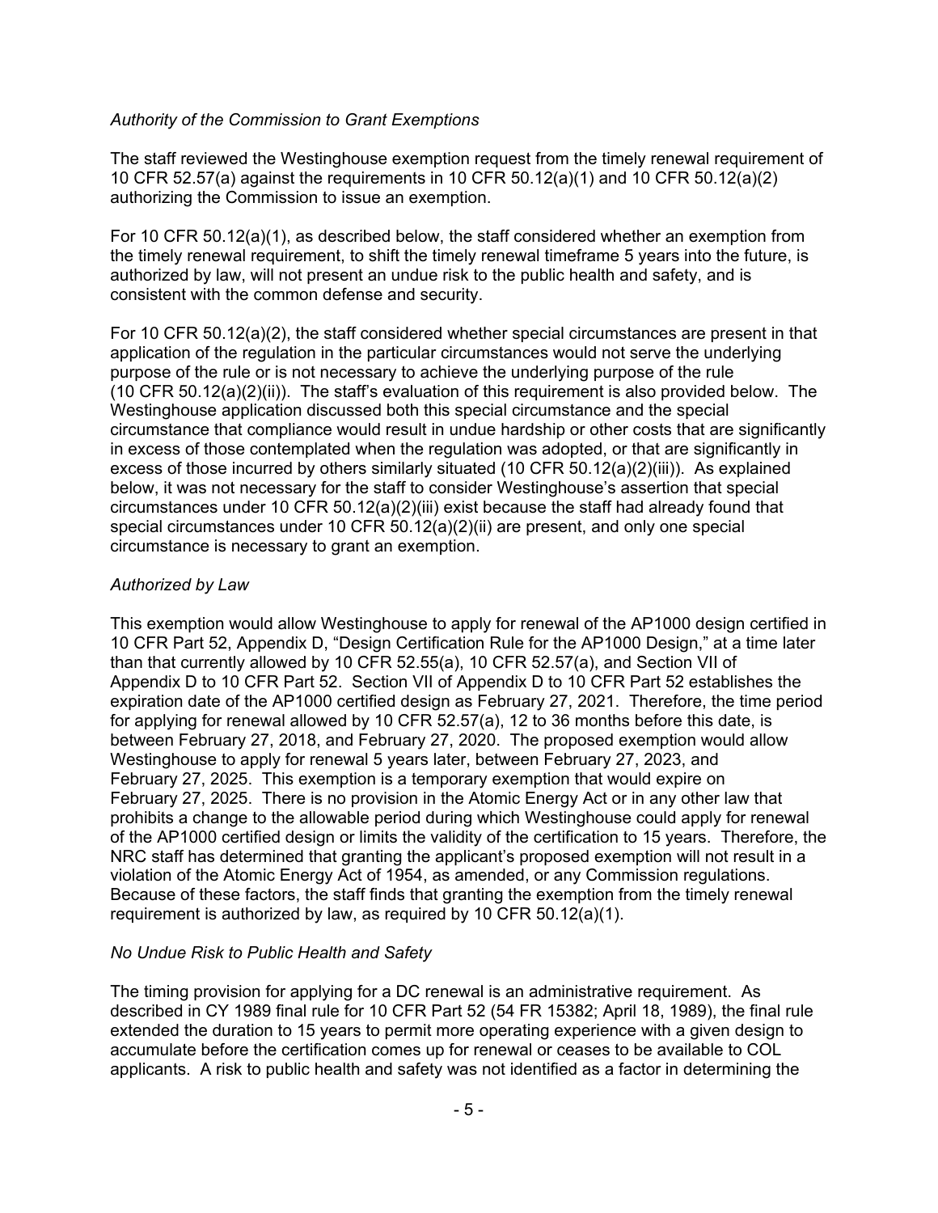*Authority of the Commission to Grant Exemptions*

The staff reviewed the Westinghouse exemption request from the timely renewal requirement of 10 CFR 52.57(a) against the requirements in 10 CFR 50.12(a)(1) and 10 CFR 50.12(a)(2) authorizing the Commission to issue an exemption.

For 10 CFR 50.12(a)(1), as described below, the staff considered whether an exemption from the timely renewal requirement, to shift the timely renewal timeframe 5 years into the future, is authorized by law, will not present an undue risk to the public health and safety, and is consistent with the common defense and security.

For 10 CFR 50.12(a)(2), the staff considered whether special circumstances are present in that application of the regulation in the particular circumstances would not serve the underlying purpose of the rule or is not necessary to achieve the underlying purpose of the rule (10 CFR 50.12(a)(2)(ii)). The staff's evaluation of this requirement is also provided below. The Westinghouse application discussed both this special circumstance and the special circumstance that compliance would result in undue hardship or other costs that are significantly in excess of those contemplated when the regulation was adopted, or that are significantly in excess of those incurred by others similarly situated (10 CFR 50.12(a)(2)(iii)). As explained below, it was not necessary for the staff to consider Westinghouse's assertion that special circumstances under 10 CFR 50.12(a)(2)(iii) exist because the staff had already found that special circumstances under 10 CFR 50.12(a)(2)(ii) are present, and only one special circumstance is necessary to grant an exemption.

*Authorized by Law*

This exemption would allow Westinghouse to apply for renewal of the AP1000 design certified in 10 CFR Part 52, Appendix D, "Design Certification Rule for the AP1000 Design," at a time later than that currently allowed by 10 CFR 52.55(a), 10 CFR 52.57(a), and Section VII of Appendix D to 10 CFR Part 52. Section VII of Appendix D to 10 CFR Part 52 establishes the expiration date of the AP1000 certified design as February 27, 2021. Therefore, the time period for applying for renewal allowed by 10 CFR 52.57(a), 12 to 36 months before this date, is between February 27, 2018, and February 27, 2020. The proposed exemption would allow Westinghouse to apply for renewal 5 years later, between February 27, 2023, and February 27, 2025. This exemption is a temporary exemption that would expire on February 27, 2025. There is no provision in the Atomic Energy Act or in any other law that prohibits a change to the allowable period during which Westinghouse could apply for renewal of the AP1000 certified design or limits the validity of the certification to 15 years. Therefore, the NRC staff has determined that granting the applicant's proposed exemption will not result in a violation of the Atomic Energy Act of 1954, as amended, or any Commission regulations. Because of these factors, the staff finds that granting the exemption from the timely renewal requirement is authorized by law, as required by 10 CFR 50.12(a)(1).

*No Undue Risk to Public Health and Safety*

The timing provision for applying for a DC renewal is an administrative requirement. As described in CY 1989 final rule for 10 CFR Part 52 (54 FR 15382; April 18, 1989), the final rule extended the duration to 15 years to permit more operating experience with a given design to accumulate before the certification comes up for renewal or ceases to be available to COL applicants. A risk to public health and safety was not identified as a factor in determining the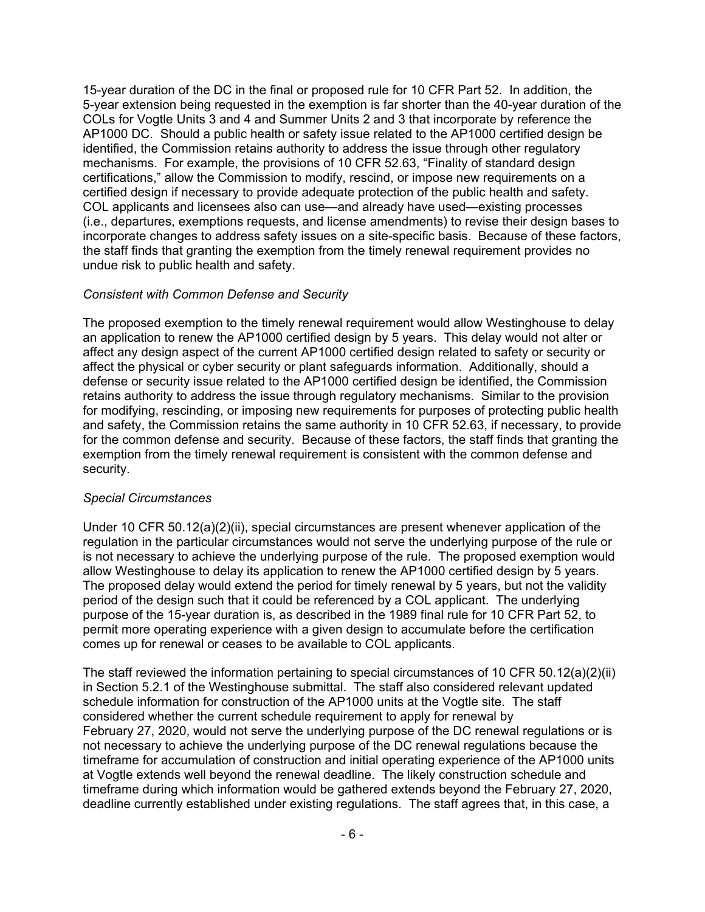15-year duration of the DC in the final or proposed rule for 10 CFR Part 52. In addition, the 5-year extension being requested in the exemption is far shorter than the 40-year duration of the COLs for Vogtle Units 3 and 4 and Summer Units 2 and 3 that incorporate by reference the AP1000 DC. Should a public health or safety issue related to the AP1000 certified design be identified, the Commission retains authority to address the issue through other regulatory mechanisms. For example, the provisions of 10 CFR 52.63, "Finality of standard design certifications," allow the Commission to modify, rescind, or impose new requirements on a certified design if necessary to provide adequate protection of the public health and safety. COL applicants and licensees also can use—and already have used—existing processes (i.e., departures, exemptions requests, and license amendments) to revise their design bases to incorporate changes to address safety issues on a site-specific basis. Because of these factors, the staff finds that granting the exemption from the timely renewal requirement provides no undue risk to public health and safety.

*Consistent with Common Defense and Security*

The proposed exemption to the timely renewal requirement would allow Westinghouse to delay an application to renew the AP1000 certified design by 5 years. This delay would not alter or affect any design aspect of the current AP1000 certified design related to safety or security or affect the physical or cyber security or plant safeguards information. Additionally, should a defense or security issue related to the AP1000 certified design be identified, the Commission retains authority to address the issue through regulatory mechanisms. Similar to the provision for modifying, rescinding, or imposing new requirements for purposes of protecting public health and safety, the Commission retains the same authority in 10 CFR 52.63, if necessary, to provide for the common defense and security. Because of these factors, the staff finds that granting the exemption from the timely renewal requirement is consistent with the common defense and security.

*Special Circumstances*

Under 10 CFR 50.12(a)(2)(ii), special circumstances are present whenever application of the regulation in the particular circumstances would not serve the underlying purpose of the rule or is not necessary to achieve the underlying purpose of the rule. The proposed exemption would allow Westinghouse to delay its application to renew the AP1000 certified design by 5 years. The proposed delay would extend the period for timely renewal by 5 years, but not the validity period of the design such that it could be referenced by a COL applicant. The underlying purpose of the 15-year duration is, as described in the 1989 final rule for 10 CFR Part 52, to permit more operating experience with a given design to accumulate before the certification comes up for renewal or ceases to be available to COL applicants.

The staff reviewed the information pertaining to special circumstances of 10 CFR 50.12(a)(2)(ii) in Section 5.2.1 of the Westinghouse submittal. The staff also considered relevant updated schedule information for construction of the AP1000 units at the Vogtle site. The staff considered whether the current schedule requirement to apply for renewal by February 27, 2020, would not serve the underlying purpose of the DC renewal regulations or is not necessary to achieve the underlying purpose of the DC renewal regulations because the timeframe for accumulation of construction and initial operating experience of the AP1000 units at Vogtle extends well beyond the renewal deadline. The likely construction schedule and timeframe during which information would be gathered extends beyond the February 27, 2020, deadline currently established under existing regulations. The staff agrees that, in this case, a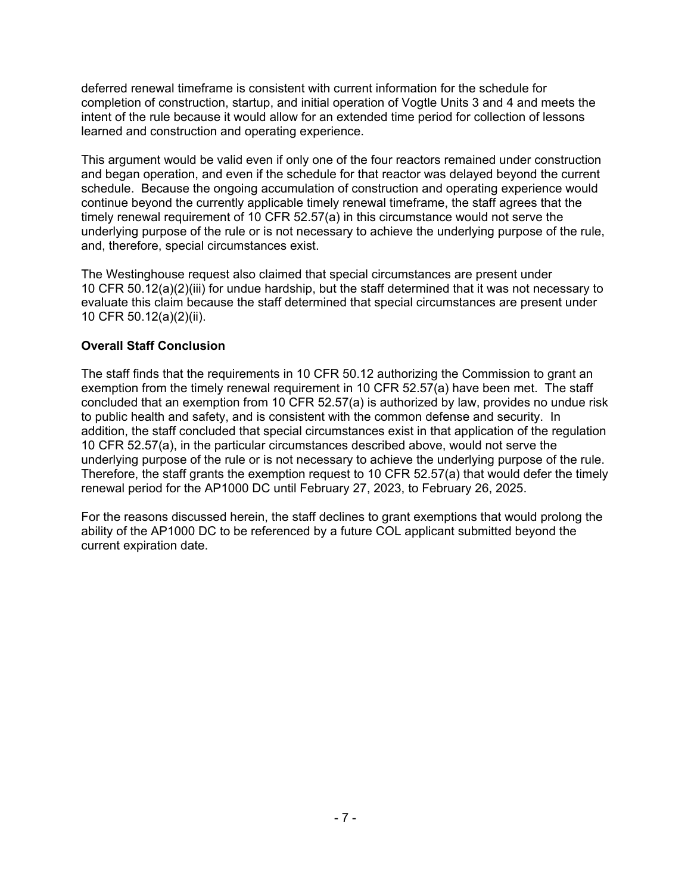deferred renewal timeframe is consistent with current information for the schedule for completion of construction, startup, and initial operation of Vogtle Units 3 and 4 and meets the intent of the rule because it would allow for an extended time period for collection of lessons learned and construction and operating experience.

This argument would be valid even if only one of the four reactors remained under construction and began operation, and even if the schedule for that reactor was delayed beyond the current schedule. Because the ongoing accumulation of construction and operating experience would continue beyond the currently applicable timely renewal timeframe, the staff agrees that the timely renewal requirement of 10 CFR 52.57(a) in this circumstance would not serve the underlying purpose of the rule or is not necessary to achieve the underlying purpose of the rule, and, therefore, special circumstances exist.

The Westinghouse request also claimed that special circumstances are present under 10 CFR 50.12(a)(2)(iii) for undue hardship, but the staff determined that it was not necessary to evaluate this claim because the staff determined that special circumstances are present under 10 CFR 50.12(a)(2)(ii).

**Overall Staff Conclusion**

The staff finds that the requirements in 10 CFR 50.12 authorizing the Commission to grant an exemption from the timely renewal requirement in 10 CFR 52.57(a) have been met. The staff concluded that an exemption from 10 CFR 52.57(a) is authorized by law, provides no undue risk to public health and safety, and is consistent with the common defense and security. In addition, the staff concluded that special circumstances exist in that application of the regulation 10 CFR 52.57(a), in the particular circumstances described above, would not serve the underlying purpose of the rule or is not necessary to achieve the underlying purpose of the rule. Therefore, the staff grants the exemption request to 10 CFR 52.57(a) that would defer the timely renewal period for the AP1000 DC until February 27, 2023, to February 26, 2025.

For the reasons discussed herein, the staff declines to grant exemptions that would prolong the ability of the AP1000 DC to be referenced by a future COL applicant submitted beyond the current expiration date.